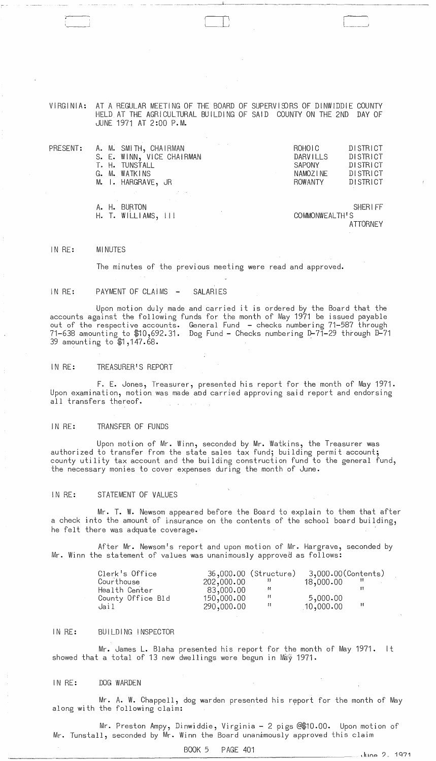VIRGINIA: AT A REGULAR MEETING OF THE BOARD OF SUPERVISORS OF DINWIDDIE COUNTY HELD AT THE AGRICULTURAL BUILDING OF SAID COUNTY ON THE 2ND DAY OF JUNE 1971 AT 2:00 P.M.

| PRESENT: | | | |
|---|---|---|---|
| | A. M. SMITH, CHAIRMAN | ROHOIC | DISTRICT |
| | S. E. WINN, VICE CHAIRMAN | DARVILLS | DISTRICT |
| | T. H. TUNSTALL | SAPONY | DISTRICT |
| | G. M. WATKINS | NAMOZINE | DISTRICT |
| | M. I. HARGRAVE, JR | ROWANTY | DISTRICT |
| | A. H. BURTON | | SHERIFF |
| | H. T. WILLIAMS, III | COMMONWEALTH'S | ATTORNEY |

IN RE: MINUTES

The minutes of the previous meeting were read and approved.

IN RE: PAYMENT OF CLAIMS - SALARIES

Upon motion duly made and carried it is ordered by the Board that the accounts against the following funds for the month of May 1971 be issued payable out of the respective accounts. General Fund - checks numbering 71-587 through 71-638 amounting to $10,692.31. Dog Fund - Checks numbering D-71-29 through D-71 39 amounting to $1,147.68.

IN RE: TREASURER'S REPORT

F. E. Jones, Treasurer, presented his report for the month of May 1971. Upon examination, motion was made and carried approving said report and endorsing all transfers thereof.

IN RE: TRANSFER OF FUNDS

Upon motion of Mr. Winn, seconded by Mr. Watkins, the Treasurer was authorized to transfer from the state sales tax fund; building permit account; county utility tax account and the building construction fund to the general fund, the necessary monies to cover expenses during the month of June.

IN RE: STATEMENT OF VALUES

Mr. T. W. Newsom appeared before the Board to explain to them that after a check into the amount of insurance on the contents of the school board building, he felt there was adquate coverage.

After Mr. Newsom's report and upon motion of Mr. Hargrave, seconded by Mr. Winn the statement of values was unanimously approved as follows:

| | | |
|---|---|---|
| Clerk's Office | 36,000.00 (Structure) | 3,000.00(Contents) |
| Courthouse | 202,000.00 " | 18,000.00 " |
| Health Center | 83,000.00 " | " |
| County Office Bld | 150,000.00 " | 5,000.00 |
| Jail | 290,000.00 " | 10,000.00 " |

IN RE: BUILDING INSPECTOR

Mr. James L. Blaha presented his report for the month of May 1971. It showed that a total of 13 new dwellings were begun in May 1971.

IN RE: DOG WARDEN

Mr. A. W. Chappell, dog warden presented his report for the month of May along with the following claim:

Mr. Preston Ampy, Dinwiddie, Virginia - 2 pigs @$10.00. Upon motion of Mr. Tunstall, seconded by Mr. Winn the Board unanimously approved this claim

BOOK 5 PAGE 401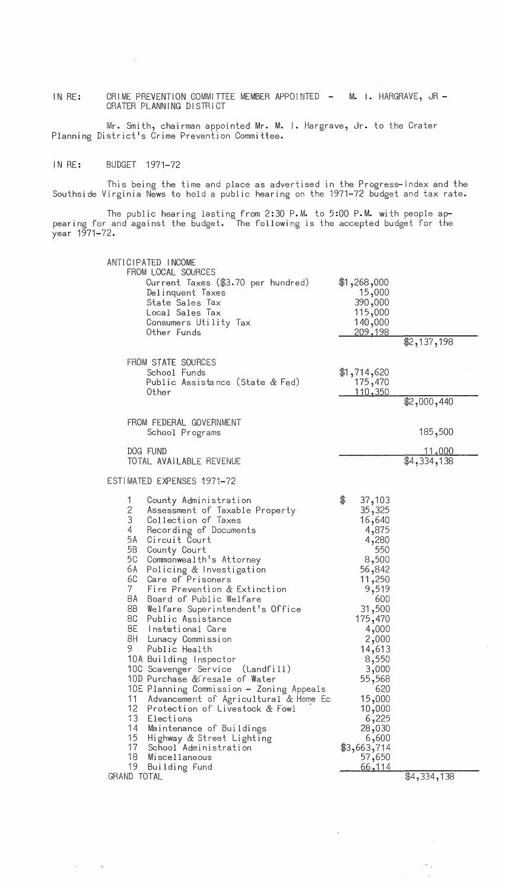IN RE: CRIME PREVENTION COMMITTEE MEMBER APPOINTED - M. I. HARGRAVE, JR - CRATER PLANNING DISTRICT

Mr. Smith, chairman appointed Mr. M. I. Hargrave, Jr. to the Crater Planning District's Crime Prevention Committee.

IN RE: BUDGET 1971-72

This being the time and place as advertised in the Progress-Index and the Southside Virginia News to hold a public hearing on the 1971-72 budget and tax rate.

The public hearing lasting from 2:30 P.M. to 5:00 P.M. with people appearing for and against the budget. The following is the accepted budget for the year 1971-72.

ANTICIPATED INCOME

| | | |
|---|---|---|
| FROM LOCAL SOURCES | | |
| Current Taxes ($3.70 per hundred) | $1,268,000 | |
| Delinquent Taxes | 15,000 | |
| State Sales Tax | 390,000 | |
| Local Sales Tax | 115,000 | |
| Consumers Utility Tax | 140,000 | |
| Other Funds | 209,198 | |
| | | $2,137,198 |
| FROM STATE SOURCES | | |
| School Funds | $1,714,620 | |
| Public Assistance (State & Fed) | 175,470 | |
| Other | 110,350 | |
| | | $2,000,440 |
| FROM FEDERAL GOVERNMENT | | |
| School Programs | | 185,500 |
| DOG FUND | | 11,000 |
| TOTAL AVAILABLE REVENUE | | $4,334,138 |

ESTIMATED EXPENSES 1971-72

| | | | |
|---|---|---|---|
| 1 | County Administration | $ 37,103 | |
| 2 | Assessment of Taxable Property | 35,325 | |
| 3 | Collection of Taxes | 16,640 | |
| 4 | Recording of Documents | 4,875 | |
| 5A | Circuit Court | 4,280 | |
| 5B | County Court | 550 | |
| 5C | Commonwealth's Attorney | 8,500 | |
| 6A | Policing & Investigation | 56,842 | |
| 6C | Care of Prisoners | 11,250 | |
| 7 | Fire Prevention & Extinction | 9,519 | |
| 8A | Board of Public Welfare | 600 | |
| 8B | Welfare Superintendent's Office | 31,500 | |
| 8C | Public Assistance | 175,470 | |
| 8E | Instiutional Care | 4,000 | |
| 8H | Lunacy Commission | 2,000 | |
| 9 | Public Health | 14,613 | |
| 10A | Building Inspector | 8,550 | |
| 10C | Scavenger Service (Landfill) | 3,000 | |
| 10D | Purchase & resale of Water | 55,568 | |
| 10E | Planning Commission - Zoning Appeals | 620 | |
| 11 | Advancement of Agricultural & Home Ec | 15,000 | |
| 12 | Protection of Livestock & Fowl | 10,000 | |
| 13 | Elections | 6,225 | |
| 14 | Maintenance of Buildings | 28,030 | |
| 15 | Highway & Street Lighting | 6,600 | |
| 17 | School Administration | $3,663,714 | |
| 18 | Miscellaneous | 57,650 | |
| 19 | Building Fund | 66,114 | |
| GRAND TOTAL | | | $4,334,138 |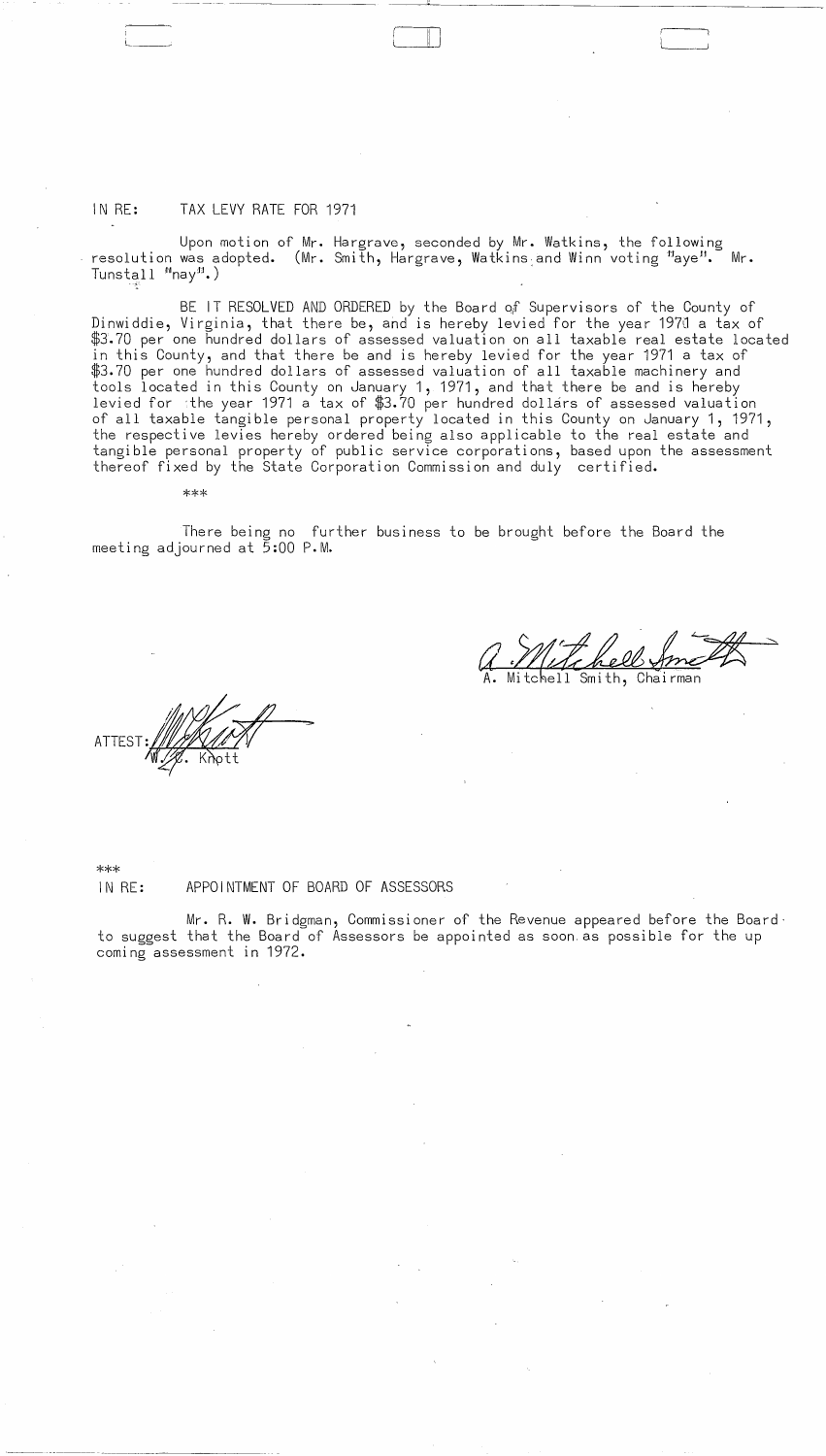IN RE: TAX LEVY RATE FOR 1971

Upon motion of Mr. Hargrave, seconded by Mr. Watkins, the following resolution was adopted. (Mr. Smith, Hargrave, Watkins and Winn voting "aye". Mr. Tunstall "nay".)

BE IT RESOLVED AND ORDERED by the Board of Supervisors of the County of Dinwiddie, Virginia, that there be, and is hereby levied for the year 1971 a tax of $3.70 per one hundred dollars of assessed valuation on all taxable real estate located in this County, and that there be and is hereby levied for the year 1971 a tax of $3.70 per one hundred dollars of assessed valuation of all taxable machinery and tools located in this County on January 1, 1971, and that there be and is hereby levied for the year 1971 a tax of $3.70 per hundred dollars of assessed valuation of all taxable tangible personal property located in this County on January 1, 1971, the respective levies hereby ordered being also applicable to the real estate and tangible personal property of public service corporations, based upon the assessment thereof fixed by the State Corporation Commission and duly certified.

***

There being no further business to be brought before the Board the meeting adjourned at 5:00 P.M.

A. Mitchell Smith, Chairman

ATTEST: W. E. Knott

***

IN RE: APPOINTMENT OF BOARD OF ASSESSORS

Mr. R. W. Bridgman, Commissioner of the Revenue appeared before the Board to suggest that the Board of Assessors be appointed as soon as possible for the up coming assessment in 1972.